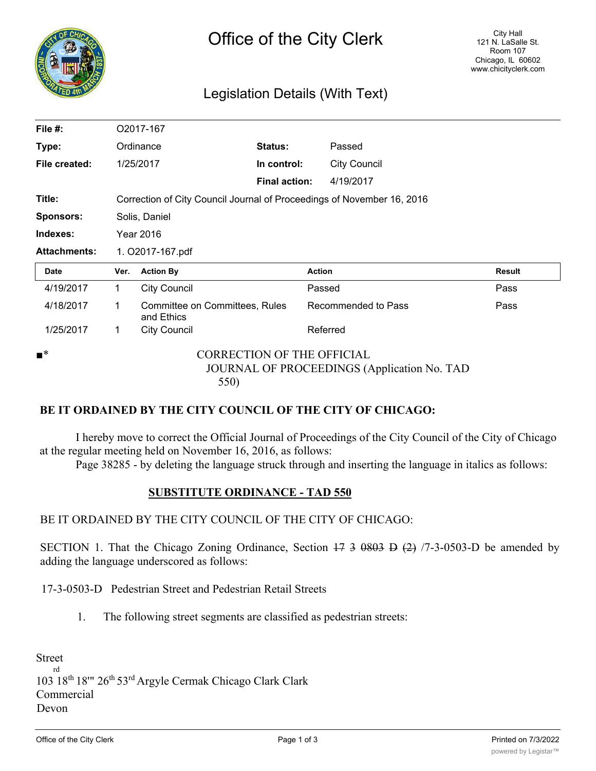# Office of the City Clerk

City Hall
121 N. LaSalle St.
Room 107
Chicago, IL 60602
www.chicityclerk.com

## Legislation Details (With Text)

| | | | |
|---|---|---|---|
| **File #:** | O2017-167 | | |
| **Type:** | Ordinance | **Status:** | Passed |
| **File created:** | 1/25/2017 | **In control:** | City Council |
| | | **Final action:** | 4/19/2017 |
| **Title:** | Correction of City Council Journal of Proceedings of November 16, 2016 | | |
| **Sponsors:** | Solis, Daniel | | |
| **Indexes:** | Year 2016 | | |
| **Attachments:** | 1. O2017-167.pdf | | |

| Date | Ver. | Action By | Action | Result |
|---|---|---|---|---|
| 4/19/2017 | 1 | City Council | Passed | Pass |
| 4/18/2017 | 1 | Committee on Committees, Rules and Ethics | Recommended to Pass | Pass |
| 1/25/2017 | 1 | City Council | Referred | |

■*

CORRECTION OF THE OFFICIAL JOURNAL OF PROCEEDINGS (Application No. TAD 550)

**BE IT ORDAINED BY THE CITY COUNCIL OF THE CITY OF CHICAGO:**

I hereby move to correct the Official Journal of Proceedings of the City Council of the City of Chicago at the regular meeting held on November 16, 2016, as follows:

Page 38285 - by deleting the language struck through and inserting the language in italics as follows:

**SUBSTITUTE ORDINANCE - TAD 550**

BE IT ORDAINED BY THE CITY COUNCIL OF THE CITY OF CHICAGO:

SECTION 1. That the Chicago Zoning Ordinance, Section ~~17 3 0803 D (2)~~ /7-3-0503-D be amended by adding the language underscored as follows:

17-3-0503-D Pedestrian Street and Pedestrian Retail Streets

1. The following street segments are classified as pedestrian streets:

Street
103rd 18th 18''' 26th 53rd Argyle Cermak Chicago Clark Clark
Commercial
Devon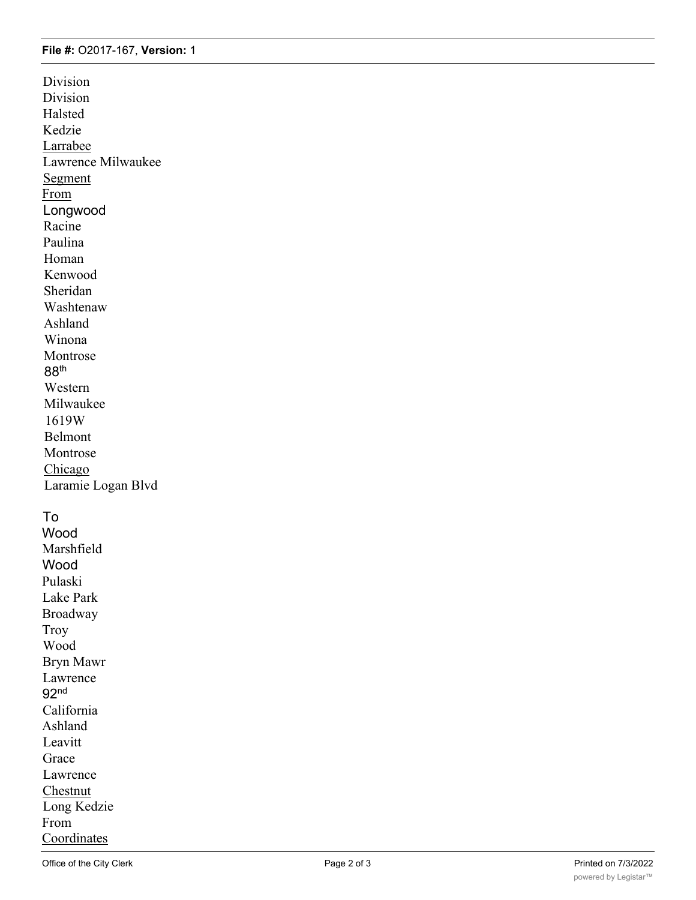**File #:** O2017-167, **Version:** 1

Division
Division
Halsted
Kedzie
Larrabee
Lawrence Milwaukee
Segment
From
Longwood
Racine
Paulina
Homan
Kenwood
Sheridan
Washtenaw
Ashland
Winona
Montrose
88th
Western
Milwaukee
1619W
Belmont
Montrose
Chicago
Laramie Logan Blvd

To
Wood
Marshfield
Wood
Pulaski
Lake Park
Broadway
Troy
Wood
Bryn Mawr
Lawrence
92nd
California
Ashland
Leavitt
Grace
Lawrence
Chestnut
Long Kedzie
From
Coordinates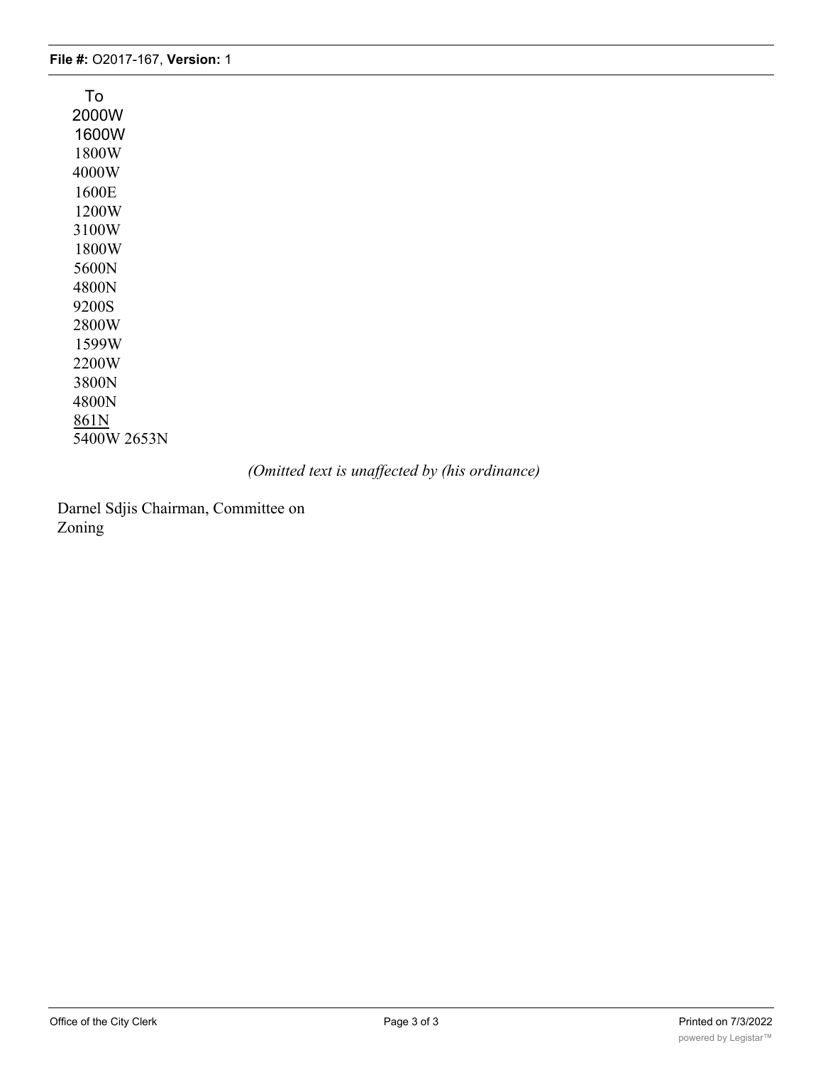To
2000W
1600W
1800W
4000W
1600E
1200W
3100W
1800W
5600N
4800N
9200S
2800W
1599W
2200W
3800N
4800N
861N
5400W 2653N

*(Omitted text is unaffected by (his ordinance)*

Darnel Sdjis Chairman, Committee on Zoning